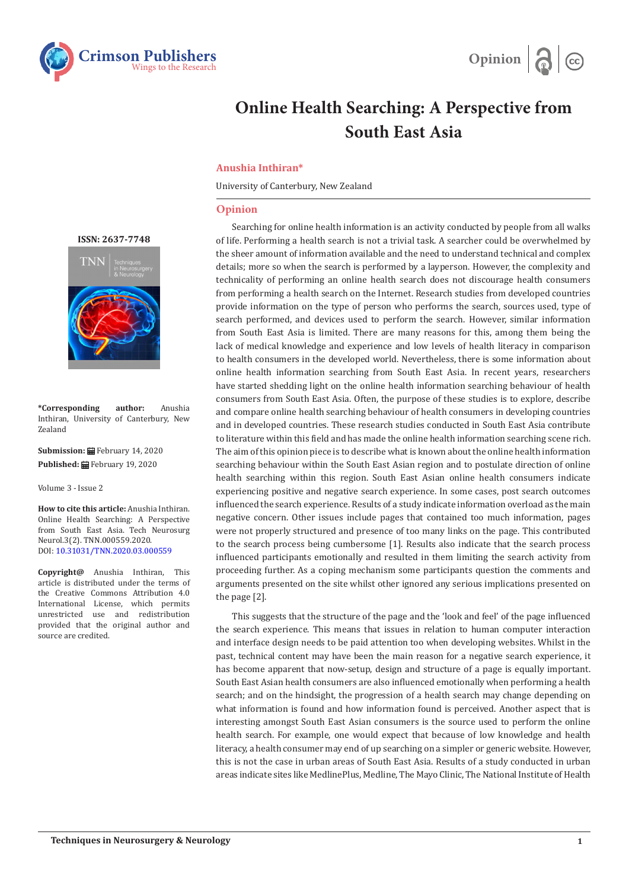# Online Health Searching: A Perspective from South East Asia

**Anushia Inthiran***

University of Canterbury, New Zealand

ISSN: 2637-7748

**\*Corresponding author:** Anushia Inthiran, University of Canterbury, New Zealand

**Submission:** February 14, 2020

**Published:** February 19, 2020

Volume 3 - Issue 2

**How to cite this article:** Anushia Inthiran. Online Health Searching: A Perspective from South East Asia. Tech Neurosurg Neurol.3(2). TNN.000559.2020. DOI: 10.31031/TNN.2020.03.000559

**Copyright@** Anushia Inthiran, This article is distributed under the terms of the Creative Commons Attribution 4.0 International License, which permits unrestricted use and redistribution provided that the original author and source are credited.

## Opinion

Searching for online health information is an activity conducted by people from all walks of life. Performing a health search is not a trivial task. A searcher could be overwhelmed by the sheer amount of information available and the need to understand technical and complex details; more so when the search is performed by a layperson. However, the complexity and technicality of performing an online health search does not discourage health consumers from performing a health search on the Internet. Research studies from developed countries provide information on the type of person who performs the search, sources used, type of search performed, and devices used to perform the search. However, similar information from South East Asia is limited. There are many reasons for this, among them being the lack of medical knowledge and experience and low levels of health literacy in comparison to health consumers in the developed world. Nevertheless, there is some information about online health information searching from South East Asia. In recent years, researchers have started shedding light on the online health information searching behaviour of health consumers from South East Asia. Often, the purpose of these studies is to explore, describe and compare online health searching behaviour of health consumers in developing countries and in developed countries. These research studies conducted in South East Asia contribute to literature within this field and has made the online health information searching scene rich. The aim of this opinion piece is to describe what is known about the online health information searching behaviour within the South East Asian region and to postulate direction of online health searching within this region. South East Asian online health consumers indicate experiencing positive and negative search experience. In some cases, post search outcomes influenced the search experience. Results of a study indicate information overload as the main negative concern. Other issues include pages that contained too much information, pages were not properly structured and presence of too many links on the page. This contributed to the search process being cumbersome [1]. Results also indicate that the search process influenced participants emotionally and resulted in them limiting the search activity from proceeding further. As a coping mechanism some participants question the comments and arguments presented on the site whilst other ignored any serious implications presented on the page [2].

This suggests that the structure of the page and the 'look and feel' of the page influenced the search experience. This means that issues in relation to human computer interaction and interface design needs to be paid attention too when developing websites. Whilst in the past, technical content may have been the main reason for a negative search experience, it has become apparent that now-setup, design and structure of a page is equally important. South East Asian health consumers are also influenced emotionally when performing a health search; and on the hindsight, the progression of a health search may change depending on what information is found and how information found is perceived. Another aspect that is interesting amongst South East Asian consumers is the source used to perform the online health search. For example, one would expect that because of low knowledge and health literacy, a health consumer may end of up searching on a simpler or generic website. However, this is not the case in urban areas of South East Asia. Results of a study conducted in urban areas indicate sites like MedlinePlus, Medline, The Mayo Clinic, The National Institute of Health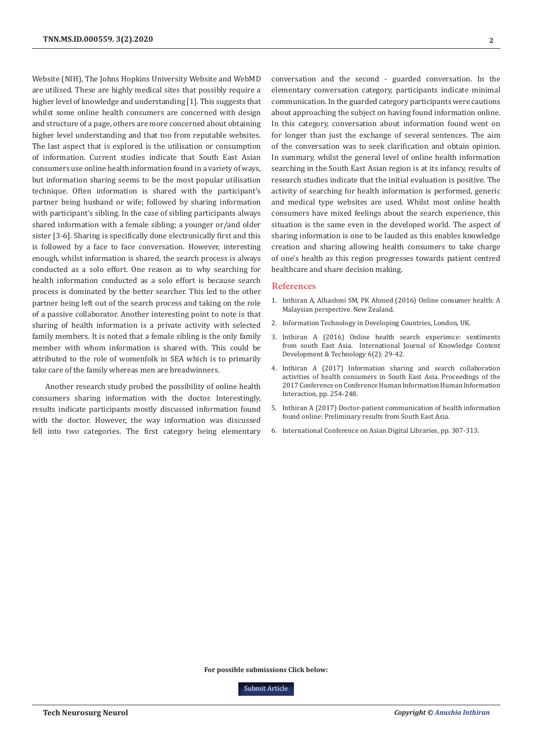Website (NIH), The Johns Hopkins University Website and WebMD are utilised. These are highly medical sites that possibly require a higher level of knowledge and understanding [1]. This suggests that whilst some online health consumers are concerned with design and structure of a page, others are more concerned about obtaining higher level understanding and that too from reputable websites. The last aspect that is explored is the utilisation or consumption of information. Current studies indicate that South East Asian consumers use online health information found in a variety of ways, but information sharing seems to be the most popular utilisation technique. Often information is shared with the participant's partner being husband or wife; followed by sharing information with participant's sibling. In the case of sibling participants always shared information with a female sibling; a younger or/and older sister [3-6]. Sharing is specifically done electronically first and this is followed by a face to face conversation. However, interesting enough, whilst information is shared, the search process is always conducted as a solo effort. One reason as to why searching for health information conducted as a solo effort is because search process is dominated by the better searcher. This led to the other partner being left out of the search process and taking on the role of a passive collaborator. Another interesting point to note is that sharing of health information is a private activity with selected family members. It is noted that a female sibling is the only family member with whom information is shared with. This could be attributed to the role of womenfolk in SEA which is to primarily take care of the family whereas men are breadwinners.

Another research study probed the possibility of online health consumers sharing information with the doctor. Interestingly, results indicate participants mostly discussed information found with the doctor. However, the way information was discussed fell into two categories. The first category being elementary conversation and the second - guarded conversation. In the elementary conversation category, participants indicate minimal communication. In the guarded category participants were cautions about approaching the subject on having found information online. In this category, conversation about information found went on for longer than just the exchange of several sentences. The aim of the conversation was to seek clarification and obtain opinion. In summary, whilst the general level of online health information searching in the South East Asian region is at its infancy, results of research studies indicate that the initial evaluation is positive. The activity of searching for health information is performed, generic and medical type websites are used. Whilst most online health consumers have mixed feelings about the search experience, this situation is the same even in the developed world. The aspect of sharing information is one to be lauded as this enables knowledge creation and sharing allowing health consumers to take charge of one's health as this region progresses towards patient centred healthcare and share decision making.

## References

1. Inthiran A, Alhashmi SM, PK Ahmed (2016) Online consumer health: A Malaysian perspective. New Zealand.
2. Information Technology in Developing Countries, London, UK.
3. Inthiran A (2016) Online health search experience: sentiments from south East Asia. International Journal of Knowledge Content Development & Technology 6(2): 29-42.
4. Inthiran A (2017) Information sharing and search collaboration activities of health consumers in South East Asia. Proceedings of the 2017 Conference on Conference Human Information Human Information Interaction, pp. 254-248.
5. Inthiran A (2017) Doctor-patient communication of health information found online: Preliminary results from South East Asia.
6. International Conference on Asian Digital Libraries, pp. 307-313.

For possible submissions Click below:

Submit Article